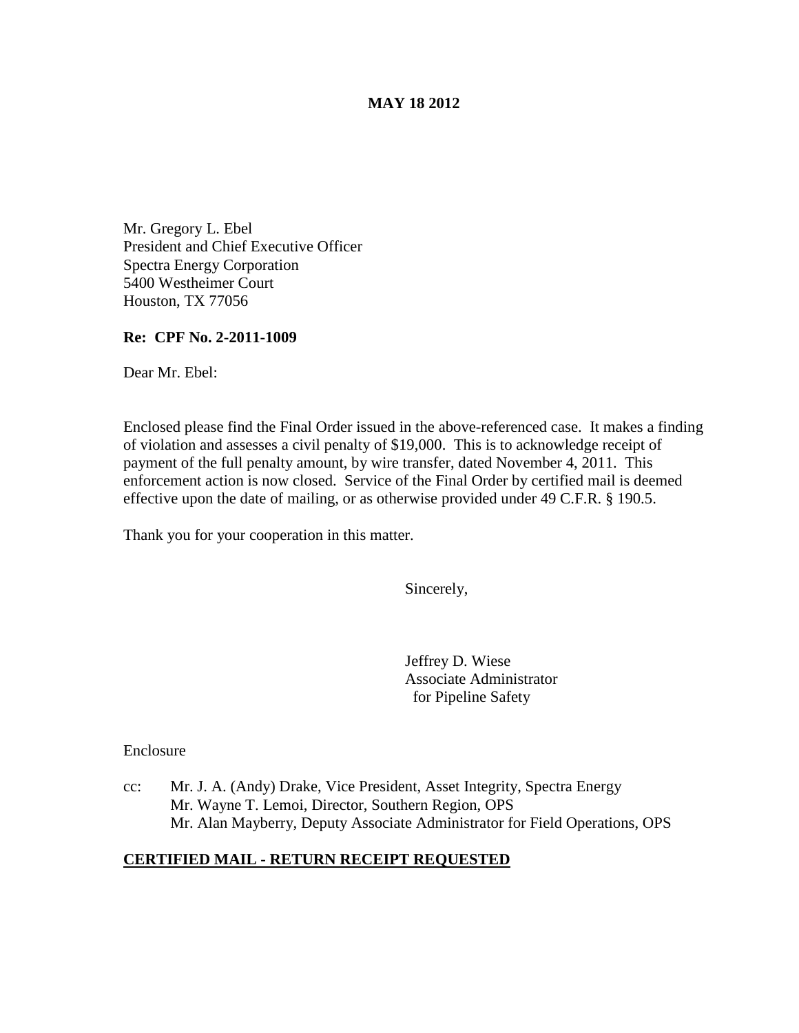**MAY 18 2012**

Mr. Gregory L. Ebel
President and Chief Executive Officer
Spectra Energy Corporation
5400 Westheimer Court
Houston, TX 77056

**Re: CPF No. 2-2011-1009**

Dear Mr. Ebel:

Enclosed please find the Final Order issued in the above-referenced case. It makes a finding of violation and assesses a civil penalty of $19,000. This is to acknowledge receipt of payment of the full penalty amount, by wire transfer, dated November 4, 2011. This enforcement action is now closed. Service of the Final Order by certified mail is deemed effective upon the date of mailing, or as otherwise provided under 49 C.F.R. § 190.5.

Thank you for your cooperation in this matter.

Sincerely,

Jeffrey D. Wiese
Associate Administrator
for Pipeline Safety

Enclosure

cc: Mr. J. A. (Andy) Drake, Vice President, Asset Integrity, Spectra Energy
Mr. Wayne T. Lemoi, Director, Southern Region, OPS
Mr. Alan Mayberry, Deputy Associate Administrator for Field Operations, OPS

**CERTIFIED MAIL - RETURN RECEIPT REQUESTED**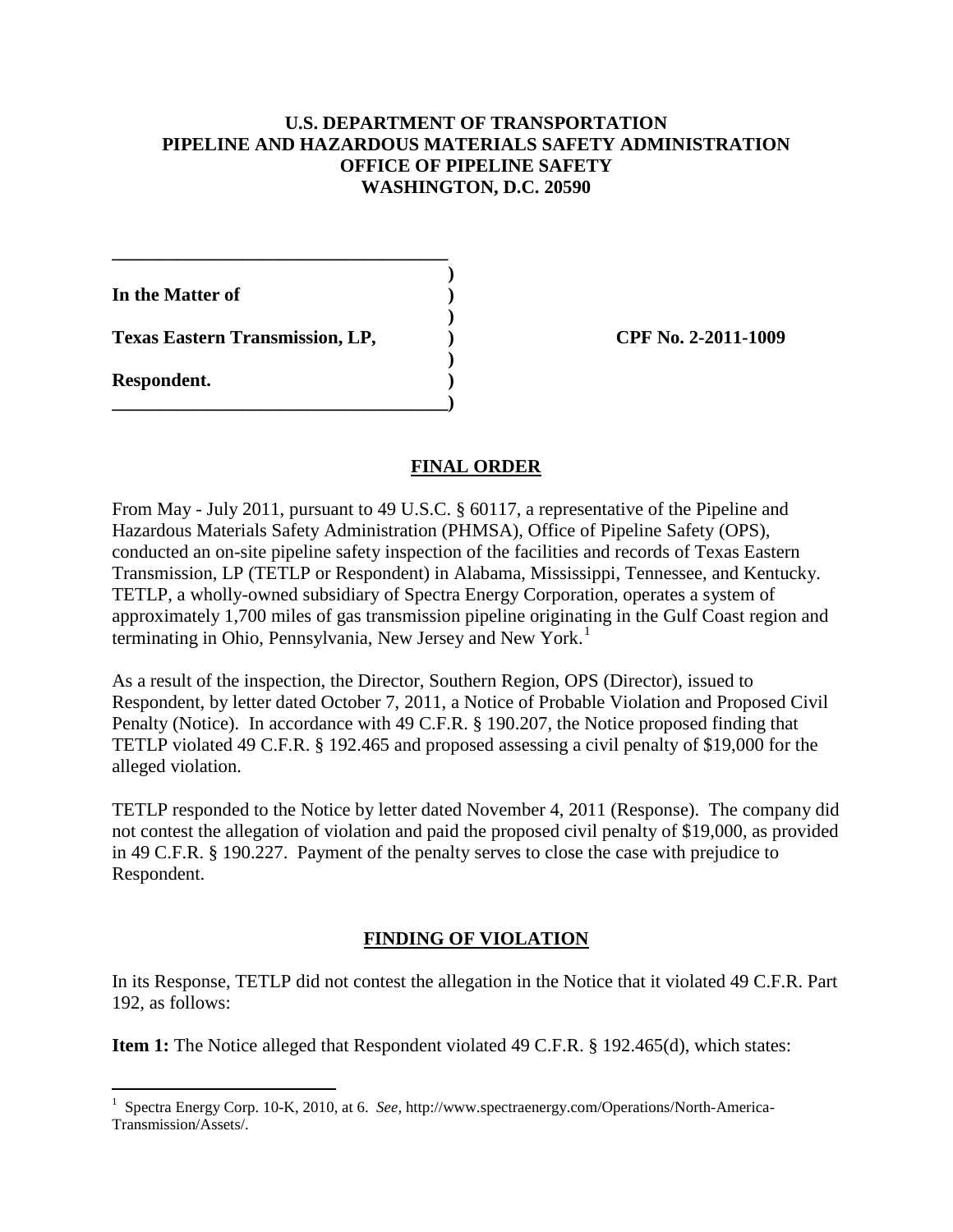**U.S. DEPARTMENT OF TRANSPORTATION**
**PIPELINE AND HAZARDOUS MATERIALS SAFETY ADMINISTRATION**
**OFFICE OF PIPELINE SAFETY**
**WASHINGTON, D.C. 20590**

**In the Matter of**

**Texas Eastern Transmission, LP,**

**Respondent.**

**CPF No. 2-2011-1009**

## FINAL ORDER

From May - July 2011, pursuant to 49 U.S.C. § 60117, a representative of the Pipeline and Hazardous Materials Safety Administration (PHMSA), Office of Pipeline Safety (OPS), conducted an on-site pipeline safety inspection of the facilities and records of Texas Eastern Transmission, LP (TETLP or Respondent) in Alabama, Mississippi, Tennessee, and Kentucky. TETLP, a wholly-owned subsidiary of Spectra Energy Corporation, operates a system of approximately 1,700 miles of gas transmission pipeline originating in the Gulf Coast region and terminating in Ohio, Pennsylvania, New Jersey and New York.[1]

As a result of the inspection, the Director, Southern Region, OPS (Director), issued to Respondent, by letter dated October 7, 2011, a Notice of Probable Violation and Proposed Civil Penalty (Notice). In accordance with 49 C.F.R. § 190.207, the Notice proposed finding that TETLP violated 49 C.F.R. § 192.465 and proposed assessing a civil penalty of $19,000 for the alleged violation.

TETLP responded to the Notice by letter dated November 4, 2011 (Response). The company did not contest the allegation of violation and paid the proposed civil penalty of $19,000, as provided in 49 C.F.R. § 190.227. Payment of the penalty serves to close the case with prejudice to Respondent.

## FINDING OF VIOLATION

In its Response, TETLP did not contest the allegation in the Notice that it violated 49 C.F.R. Part 192, as follows:

**Item 1:** The Notice alleged that Respondent violated 49 C.F.R. § 192.465(d), which states:

[1] Spectra Energy Corp. 10-K, 2010, at 6. *See,* http://www.spectraenergy.com/Operations/North-America-Transmission/Assets/.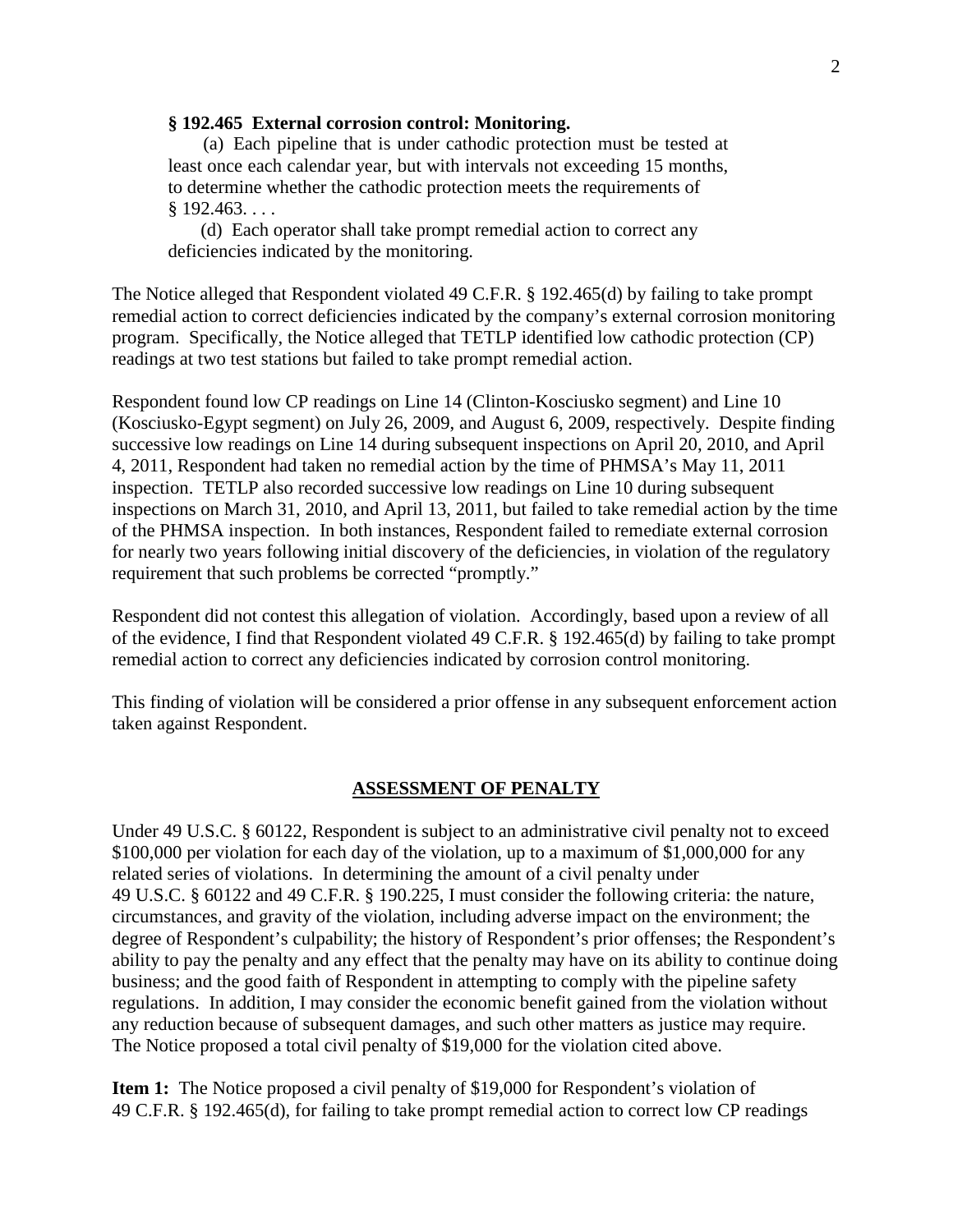**§ 192.465 External corrosion control: Monitoring.**

(a) Each pipeline that is under cathodic protection must be tested at least once each calendar year, but with intervals not exceeding 15 months, to determine whether the cathodic protection meets the requirements of § 192.463. . . .

(d) Each operator shall take prompt remedial action to correct any deficiencies indicated by the monitoring.

The Notice alleged that Respondent violated 49 C.F.R. § 192.465(d) by failing to take prompt remedial action to correct deficiencies indicated by the company's external corrosion monitoring program. Specifically, the Notice alleged that TETLP identified low cathodic protection (CP) readings at two test stations but failed to take prompt remedial action.

Respondent found low CP readings on Line 14 (Clinton-Kosciusko segment) and Line 10 (Kosciusko-Egypt segment) on July 26, 2009, and August 6, 2009, respectively. Despite finding successive low readings on Line 14 during subsequent inspections on April 20, 2010, and April 4, 2011, Respondent had taken no remedial action by the time of PHMSA's May 11, 2011 inspection. TETLP also recorded successive low readings on Line 10 during subsequent inspections on March 31, 2010, and April 13, 2011, but failed to take remedial action by the time of the PHMSA inspection. In both instances, Respondent failed to remediate external corrosion for nearly two years following initial discovery of the deficiencies, in violation of the regulatory requirement that such problems be corrected "promptly."

Respondent did not contest this allegation of violation. Accordingly, based upon a review of all of the evidence, I find that Respondent violated 49 C.F.R. § 192.465(d) by failing to take prompt remedial action to correct any deficiencies indicated by corrosion control monitoring.

This finding of violation will be considered a prior offense in any subsequent enforcement action taken against Respondent.

## ASSESSMENT OF PENALTY

Under 49 U.S.C. § 60122, Respondent is subject to an administrative civil penalty not to exceed \$100,000 per violation for each day of the violation, up to a maximum of \$1,000,000 for any related series of violations. In determining the amount of a civil penalty under 49 U.S.C. § 60122 and 49 C.F.R. § 190.225, I must consider the following criteria: the nature, circumstances, and gravity of the violation, including adverse impact on the environment; the degree of Respondent's culpability; the history of Respondent's prior offenses; the Respondent's ability to pay the penalty and any effect that the penalty may have on its ability to continue doing business; and the good faith of Respondent in attempting to comply with the pipeline safety regulations. In addition, I may consider the economic benefit gained from the violation without any reduction because of subsequent damages, and such other matters as justice may require. The Notice proposed a total civil penalty of \$19,000 for the violation cited above.

**Item 1:** The Notice proposed a civil penalty of \$19,000 for Respondent's violation of 49 C.F.R. § 192.465(d), for failing to take prompt remedial action to correct low CP readings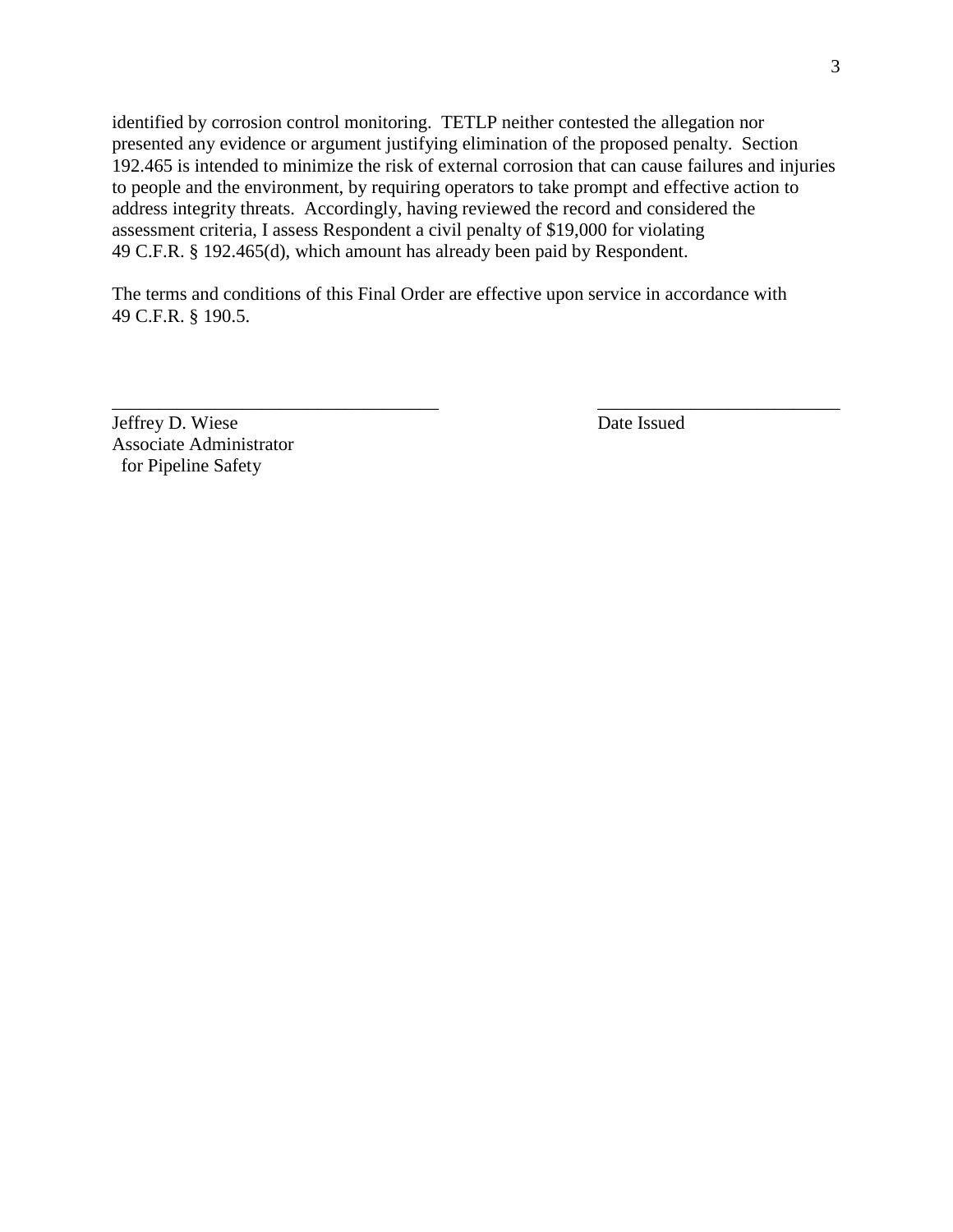identified by corrosion control monitoring. TETLP neither contested the allegation nor presented any evidence or argument justifying elimination of the proposed penalty. Section 192.465 is intended to minimize the risk of external corrosion that can cause failures and injuries to people and the environment, by requiring operators to take prompt and effective action to address integrity threats. Accordingly, having reviewed the record and considered the assessment criteria, I assess Respondent a civil penalty of $19,000 for violating 49 C.F.R. § 192.465(d), which amount has already been paid by Respondent.

The terms and conditions of this Final Order are effective upon service in accordance with 49 C.F.R. § 190.5.

\_\_\_\_\_\_\_\_\_\_\_\_\_\_\_\_\_\_\_\_\_\_\_\_\_\_\_\_\_\_\_\_\_\_\_\_

Jeffrey D. Wiese
Associate Administrator
for Pipeline Safety

\_\_\_\_\_\_\_\_\_\_\_\_\_\_\_\_\_\_\_\_\_\_\_\_\_\_\_

Date Issued